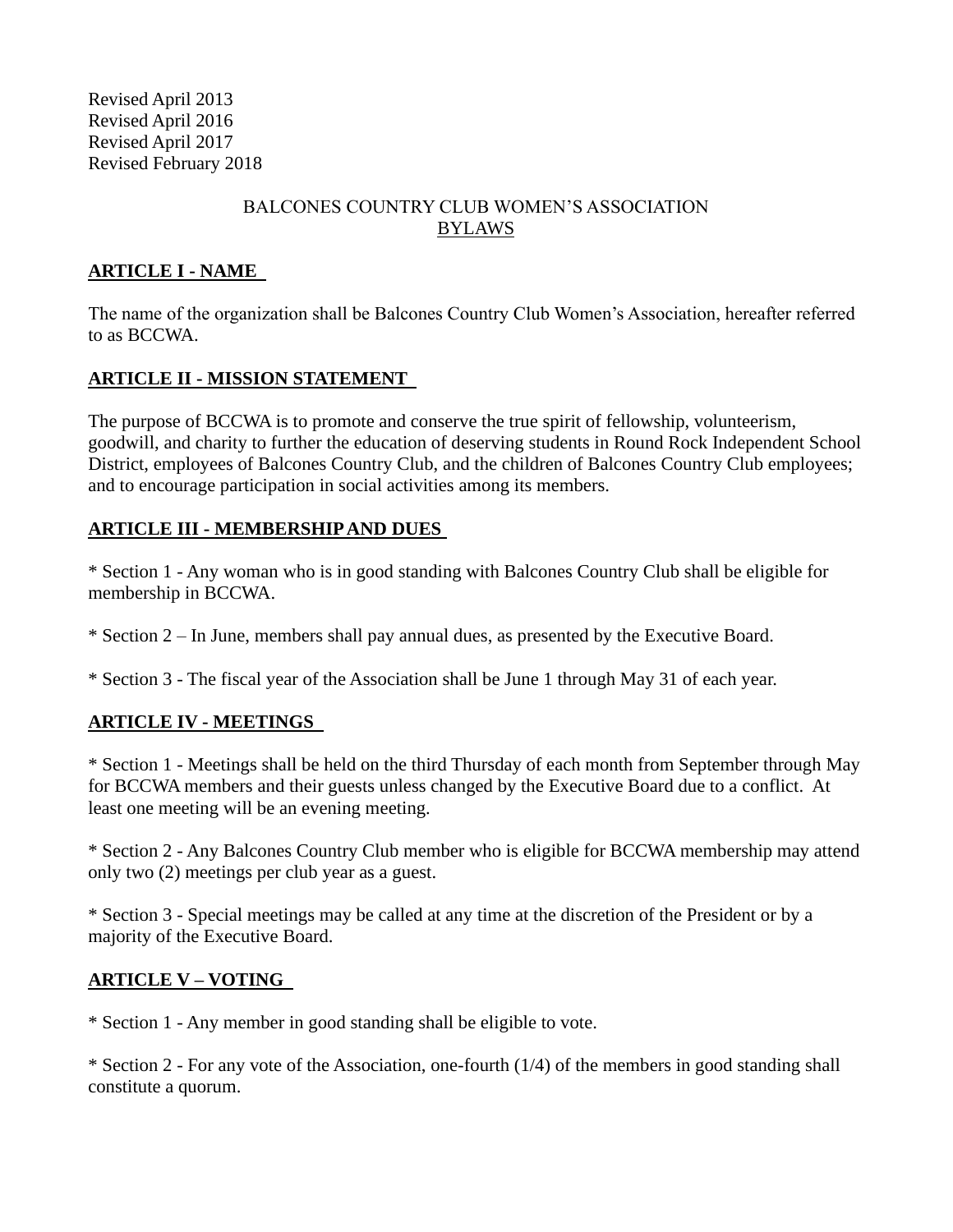Revised April 2013
Revised April 2016
Revised April 2017
Revised February 2018

# BALCONES COUNTRY CLUB WOMEN'S ASSOCIATION
## BYLAWS

## ARTICLE I - NAME

The name of the organization shall be Balcones Country Club Women's Association, hereafter referred to as BCCWA.

## ARTICLE II - MISSION STATEMENT

The purpose of BCCWA is to promote and conserve the true spirit of fellowship, volunteerism, goodwill, and charity to further the education of deserving students in Round Rock Independent School District, employees of Balcones Country Club, and the children of Balcones Country Club employees; and to encourage participation in social activities among its members.

## ARTICLE III - MEMBERSHIP AND DUES

* Section 1 - Any woman who is in good standing with Balcones Country Club shall be eligible for membership in BCCWA.

* Section 2 – In June, members shall pay annual dues, as presented by the Executive Board.

* Section 3 - The fiscal year of the Association shall be June 1 through May 31 of each year.

## ARTICLE IV - MEETINGS

* Section 1 - Meetings shall be held on the third Thursday of each month from September through May for BCCWA members and their guests unless changed by the Executive Board due to a conflict. At least one meeting will be an evening meeting.

* Section 2 - Any Balcones Country Club member who is eligible for BCCWA membership may attend only two (2) meetings per club year as a guest.

* Section 3 - Special meetings may be called at any time at the discretion of the President or by a majority of the Executive Board.

## ARTICLE V – VOTING

* Section 1 - Any member in good standing shall be eligible to vote.

* Section 2 - For any vote of the Association, one-fourth (1/4) of the members in good standing shall constitute a quorum.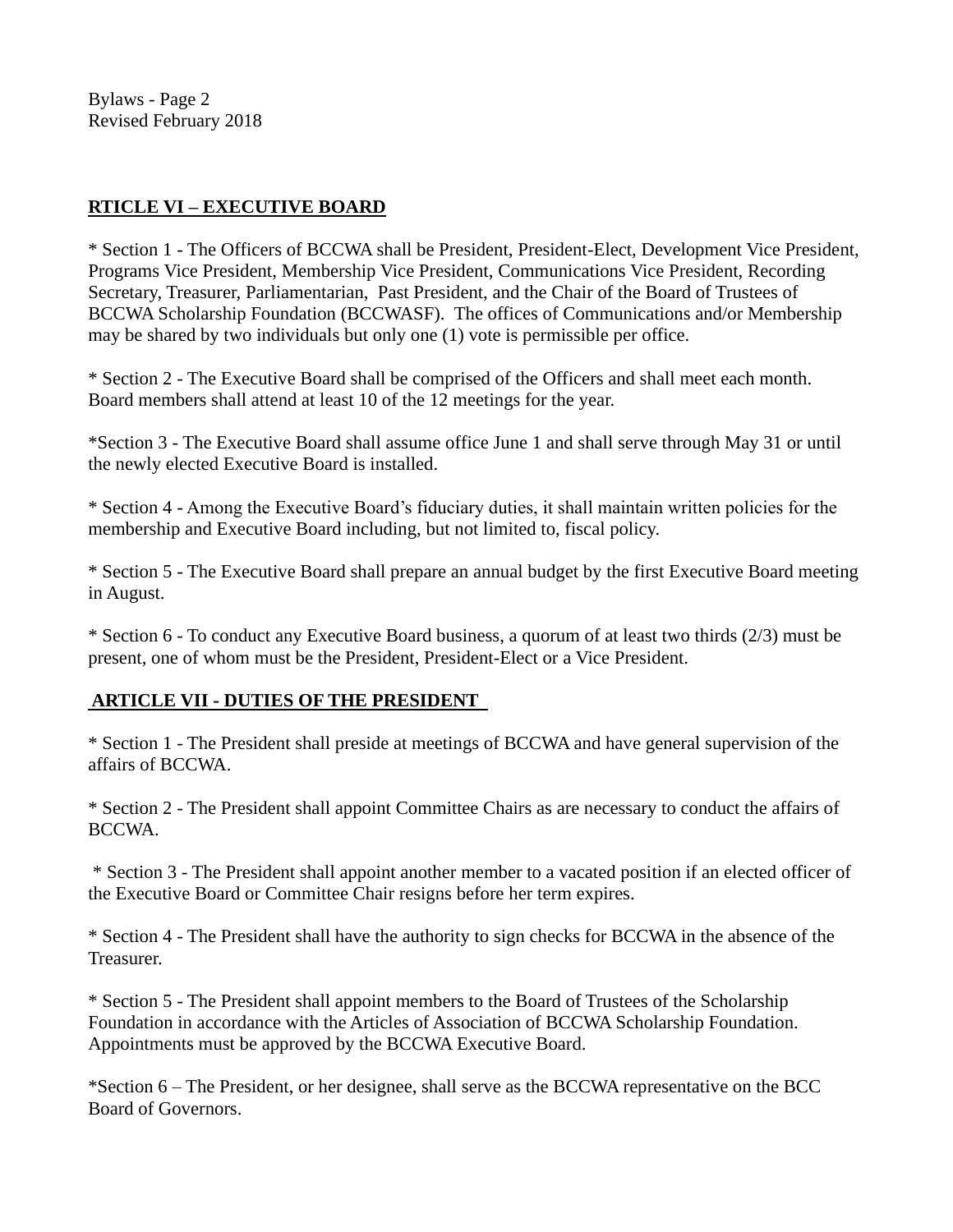Bylaws - Page 2
Revised February 2018

## RTICLE VI – EXECUTIVE BOARD

* Section 1 - The Officers of BCCWA shall be President, President-Elect, Development Vice President, Programs Vice President, Membership Vice President, Communications Vice President, Recording Secretary, Treasurer, Parliamentarian, Past President, and the Chair of the Board of Trustees of BCCWA Scholarship Foundation (BCCWASF). The offices of Communications and/or Membership may be shared by two individuals but only one (1) vote is permissible per office.

* Section 2 - The Executive Board shall be comprised of the Officers and shall meet each month. Board members shall attend at least 10 of the 12 meetings for the year.

*Section 3 - The Executive Board shall assume office June 1 and shall serve through May 31 or until the newly elected Executive Board is installed.

* Section 4 - Among the Executive Board's fiduciary duties, it shall maintain written policies for the membership and Executive Board including, but not limited to, fiscal policy.

* Section 5 - The Executive Board shall prepare an annual budget by the first Executive Board meeting in August.

* Section 6 - To conduct any Executive Board business, a quorum of at least two thirds (2/3) must be present, one of whom must be the President, President-Elect or a Vice President.

## ARTICLE VII - DUTIES OF THE PRESIDENT

* Section 1 - The President shall preside at meetings of BCCWA and have general supervision of the affairs of BCCWA.

* Section 2 - The President shall appoint Committee Chairs as are necessary to conduct the affairs of BCCWA.

* Section 3 - The President shall appoint another member to a vacated position if an elected officer of the Executive Board or Committee Chair resigns before her term expires.

* Section 4 - The President shall have the authority to sign checks for BCCWA in the absence of the Treasurer.

* Section 5 - The President shall appoint members to the Board of Trustees of the Scholarship Foundation in accordance with the Articles of Association of BCCWA Scholarship Foundation. Appointments must be approved by the BCCWA Executive Board.

*Section 6 – The President, or her designee, shall serve as the BCCWA representative on the BCC Board of Governors.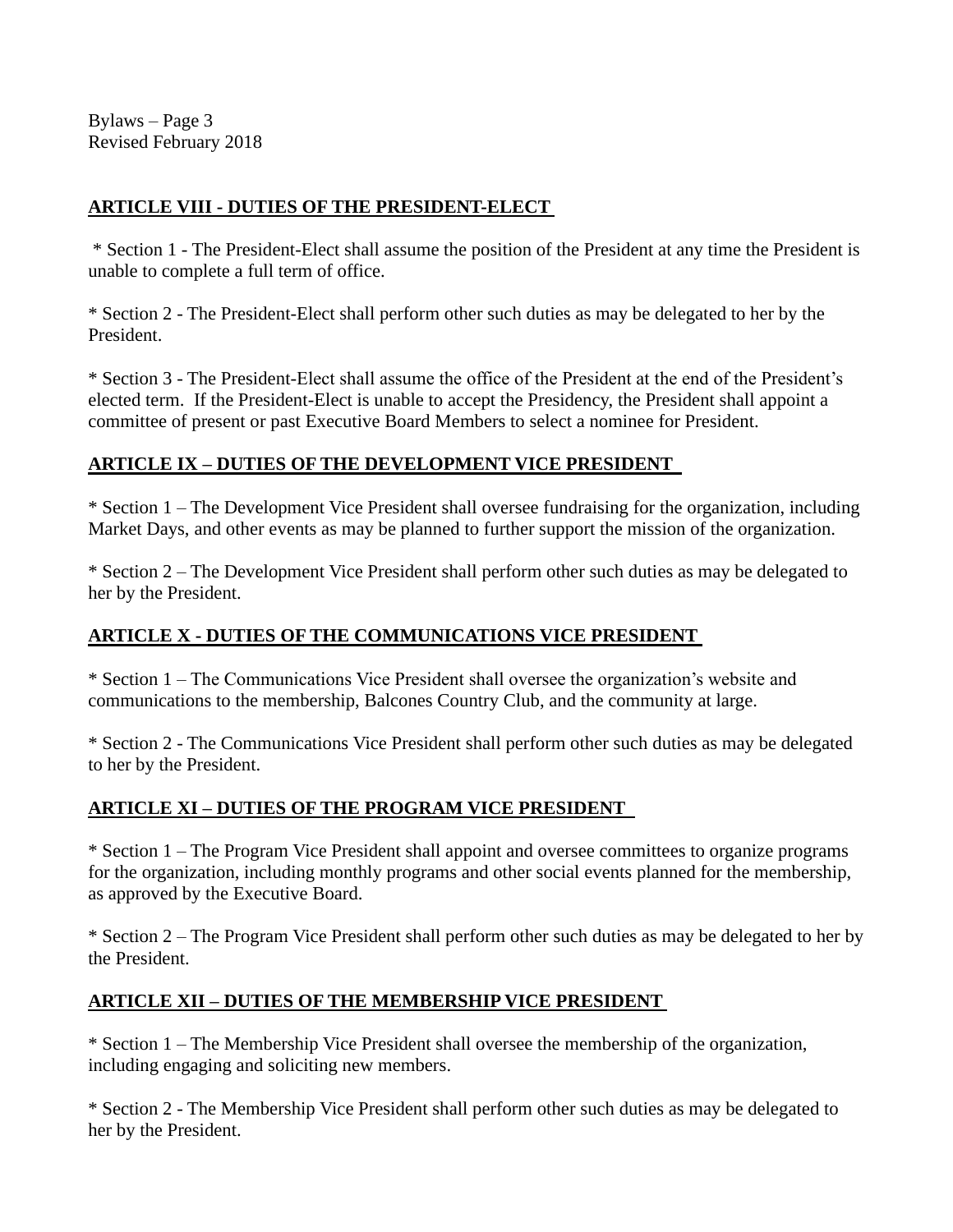## ARTICLE VIII - DUTIES OF THE PRESIDENT-ELECT

* Section 1 - The President-Elect shall assume the position of the President at any time the President is unable to complete a full term of office.

* Section 2 - The President-Elect shall perform other such duties as may be delegated to her by the President.

* Section 3 - The President-Elect shall assume the office of the President at the end of the President's elected term. If the President-Elect is unable to accept the Presidency, the President shall appoint a committee of present or past Executive Board Members to select a nominee for President.

## ARTICLE IX – DUTIES OF THE DEVELOPMENT VICE PRESIDENT

* Section 1 – The Development Vice President shall oversee fundraising for the organization, including Market Days, and other events as may be planned to further support the mission of the organization.

* Section 2 – The Development Vice President shall perform other such duties as may be delegated to her by the President.

## ARTICLE X - DUTIES OF THE COMMUNICATIONS VICE PRESIDENT

* Section 1 – The Communications Vice President shall oversee the organization's website and communications to the membership, Balcones Country Club, and the community at large.

* Section 2 - The Communications Vice President shall perform other such duties as may be delegated to her by the President.

## ARTICLE XI – DUTIES OF THE PROGRAM VICE PRESIDENT

* Section 1 – The Program Vice President shall appoint and oversee committees to organize programs for the organization, including monthly programs and other social events planned for the membership, as approved by the Executive Board.

* Section 2 – The Program Vice President shall perform other such duties as may be delegated to her by the President.

## ARTICLE XII – DUTIES OF THE MEMBERSHIP VICE PRESIDENT

* Section 1 – The Membership Vice President shall oversee the membership of the organization, including engaging and soliciting new members.

* Section 2 - The Membership Vice President shall perform other such duties as may be delegated to her by the President.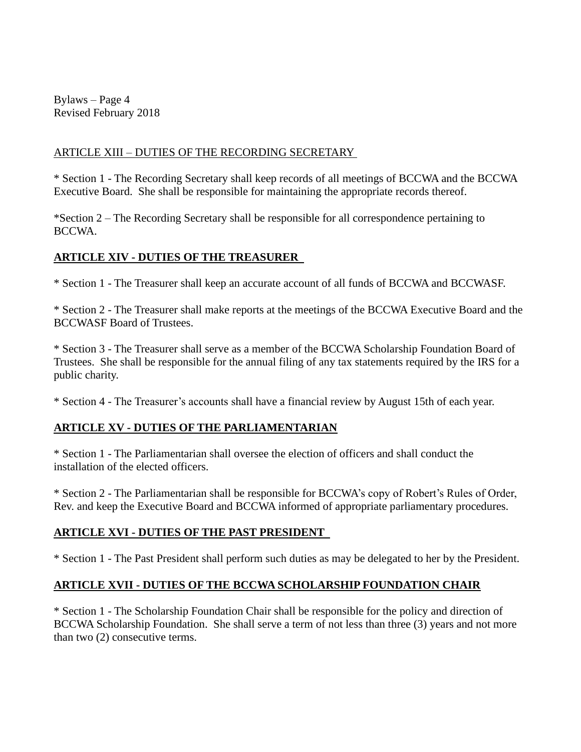## ARTICLE XIII – DUTIES OF THE RECORDING SECRETARY

* Section 1 - The Recording Secretary shall keep records of all meetings of BCCWA and the BCCWA Executive Board. She shall be responsible for maintaining the appropriate records thereof.

*Section 2 – The Recording Secretary shall be responsible for all correspondence pertaining to BCCWA.

## ARTICLE XIV - DUTIES OF THE TREASURER

* Section 1 - The Treasurer shall keep an accurate account of all funds of BCCWA and BCCWASF.

* Section 2 - The Treasurer shall make reports at the meetings of the BCCWA Executive Board and the BCCWASF Board of Trustees.

* Section 3 - The Treasurer shall serve as a member of the BCCWA Scholarship Foundation Board of Trustees. She shall be responsible for the annual filing of any tax statements required by the IRS for a public charity.

* Section 4 - The Treasurer's accounts shall have a financial review by August 15th of each year.

## ARTICLE XV - DUTIES OF THE PARLIAMENTARIAN

* Section 1 - The Parliamentarian shall oversee the election of officers and shall conduct the installation of the elected officers.

* Section 2 - The Parliamentarian shall be responsible for BCCWA's copy of Robert's Rules of Order, Rev. and keep the Executive Board and BCCWA informed of appropriate parliamentary procedures.

## ARTICLE XVI - DUTIES OF THE PAST PRESIDENT

* Section 1 - The Past President shall perform such duties as may be delegated to her by the President.

## ARTICLE XVII - DUTIES OF THE BCCWA SCHOLARSHIP FOUNDATION CHAIR

* Section 1 - The Scholarship Foundation Chair shall be responsible for the policy and direction of BCCWA Scholarship Foundation. She shall serve a term of not less than three (3) years and not more than two (2) consecutive terms.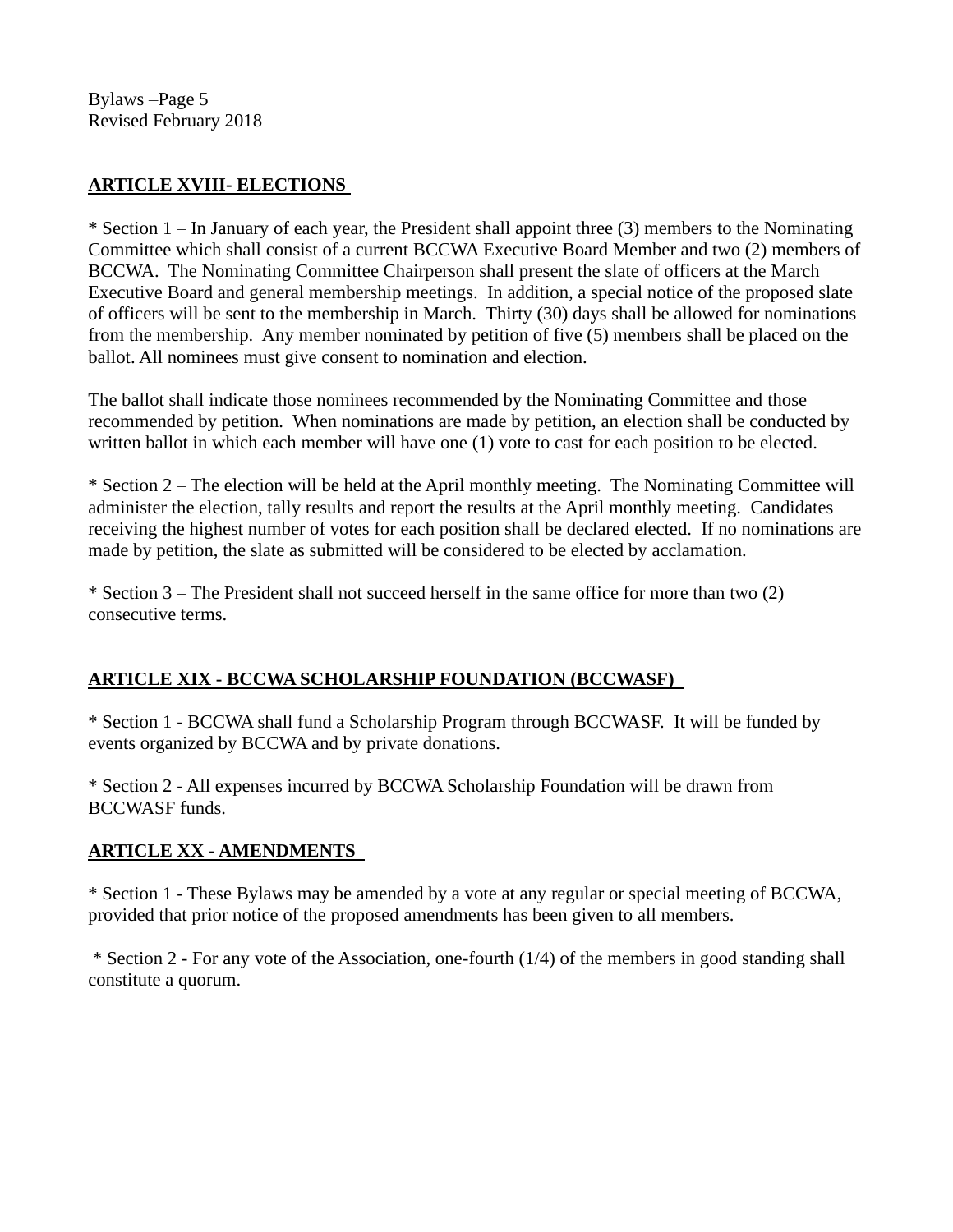## ARTICLE XVIII- ELECTIONS

* Section 1 – In January of each year, the President shall appoint three (3) members to the Nominating Committee which shall consist of a current BCCWA Executive Board Member and two (2) members of BCCWA. The Nominating Committee Chairperson shall present the slate of officers at the March Executive Board and general membership meetings. In addition, a special notice of the proposed slate of officers will be sent to the membership in March. Thirty (30) days shall be allowed for nominations from the membership. Any member nominated by petition of five (5) members shall be placed on the ballot. All nominees must give consent to nomination and election.

The ballot shall indicate those nominees recommended by the Nominating Committee and those recommended by petition. When nominations are made by petition, an election shall be conducted by written ballot in which each member will have one (1) vote to cast for each position to be elected.

* Section 2 – The election will be held at the April monthly meeting. The Nominating Committee will administer the election, tally results and report the results at the April monthly meeting. Candidates receiving the highest number of votes for each position shall be declared elected. If no nominations are made by petition, the slate as submitted will be considered to be elected by acclamation.

* Section 3 – The President shall not succeed herself in the same office for more than two (2) consecutive terms.

## ARTICLE XIX - BCCWA SCHOLARSHIP FOUNDATION (BCCWASF)

* Section 1 - BCCWA shall fund a Scholarship Program through BCCWASF. It will be funded by events organized by BCCWA and by private donations.

* Section 2 - All expenses incurred by BCCWA Scholarship Foundation will be drawn from BCCWASF funds.

## ARTICLE XX - AMENDMENTS

* Section 1 - These Bylaws may be amended by a vote at any regular or special meeting of BCCWA, provided that prior notice of the proposed amendments has been given to all members.

* Section 2 - For any vote of the Association, one-fourth (1/4) of the members in good standing shall constitute a quorum.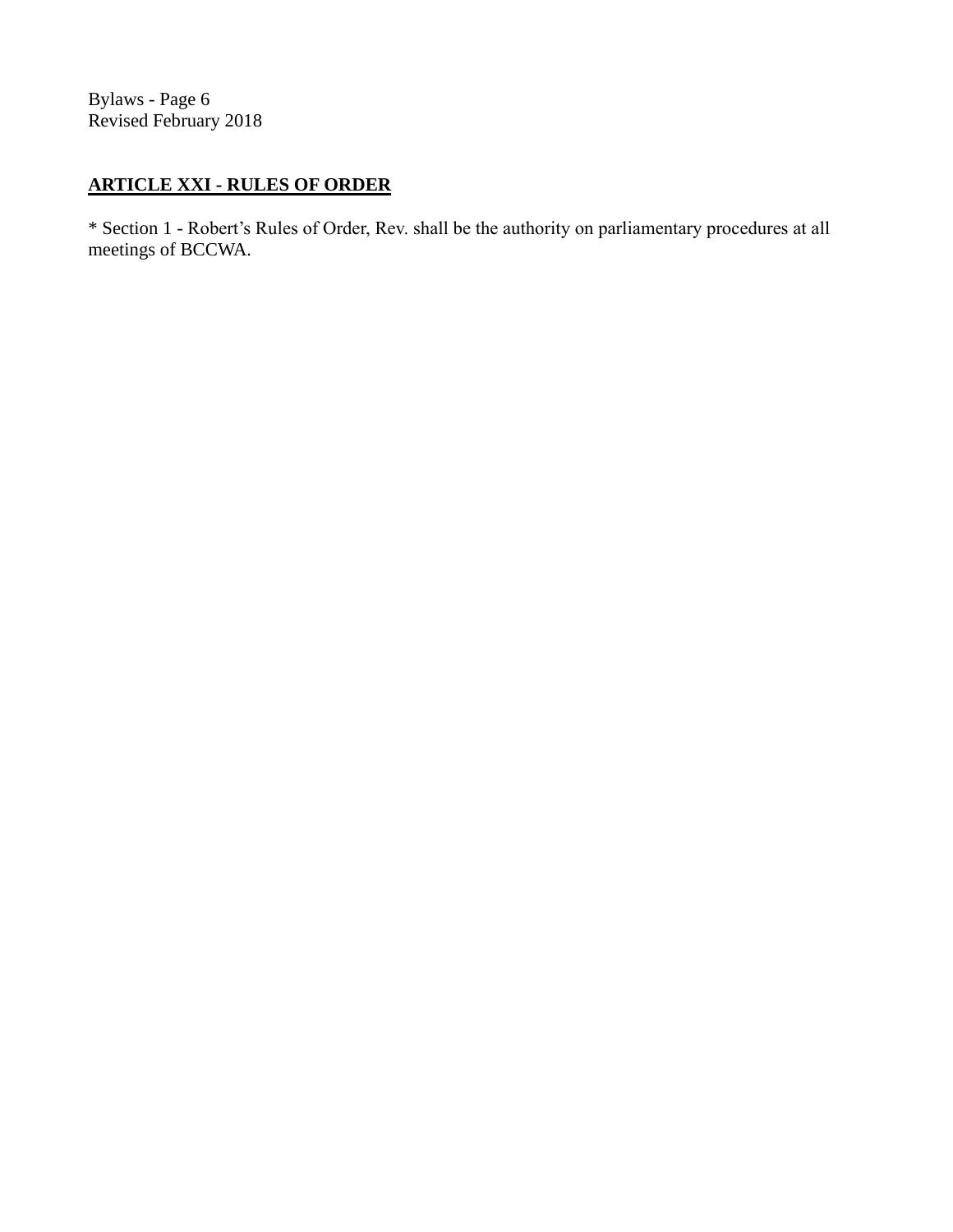## ARTICLE XXI - RULES OF ORDER

* Section 1 - Robert’s Rules of Order, Rev. shall be the authority on parliamentary procedures at all meetings of BCCWA.